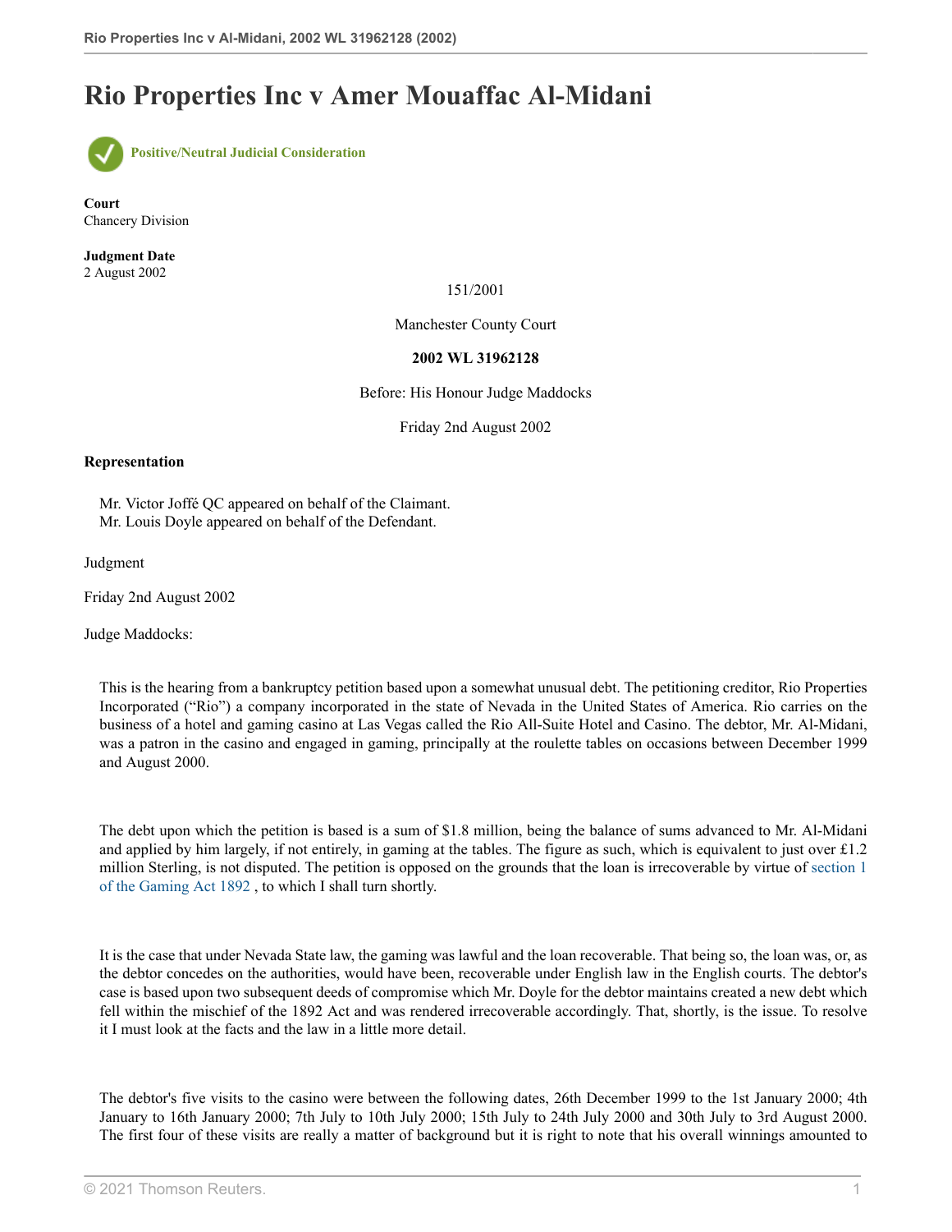# Rio Properties Inc v Amer Mouaffac Al-Midani

**Positive/Neutral Judicial Consideration**

**Court**
Chancery Division

**Judgment Date**
2 August 2002

151/2001

Manchester County Court

**2002 WL 31962128**

Before: His Honour Judge Maddocks

Friday 2nd August 2002

**Representation**

Mr. Victor Joffé QC appeared on behalf of the Claimant.
Mr. Louis Doyle appeared on behalf of the Defendant.

Judgment

Friday 2nd August 2002

Judge Maddocks:

This is the hearing from a bankruptcy petition based upon a somewhat unusual debt. The petitioning creditor, Rio Properties Incorporated ("Rio") a company incorporated in the state of Nevada in the United States of America. Rio carries on the business of a hotel and gaming casino at Las Vegas called the Rio All-Suite Hotel and Casino. The debtor, Mr. Al-Midani, was a patron in the casino and engaged in gaming, principally at the roulette tables on occasions between December 1999 and August 2000.

The debt upon which the petition is based is a sum of $1.8 million, being the balance of sums advanced to Mr. Al-Midani and applied by him largely, if not entirely, in gaming at the tables. The figure as such, which is equivalent to just over £1.2 million Sterling, is not disputed. The petition is opposed on the grounds that the loan is irrecoverable by virtue of section 1 of the Gaming Act 1892 , to which I shall turn shortly.

It is the case that under Nevada State law, the gaming was lawful and the loan recoverable. That being so, the loan was, or, as the debtor concedes on the authorities, would have been, recoverable under English law in the English courts. The debtor's case is based upon two subsequent deeds of compromise which Mr. Doyle for the debtor maintains created a new debt which fell within the mischief of the 1892 Act and was rendered irrecoverable accordingly. That, shortly, is the issue. To resolve it I must look at the facts and the law in a little more detail.

The debtor's five visits to the casino were between the following dates, 26th December 1999 to the 1st January 2000; 4th January to 16th January 2000; 7th July to 10th July 2000; 15th July to 24th July 2000 and 30th July to 3rd August 2000. The first four of these visits are really a matter of background but it is right to note that his overall winnings amounted to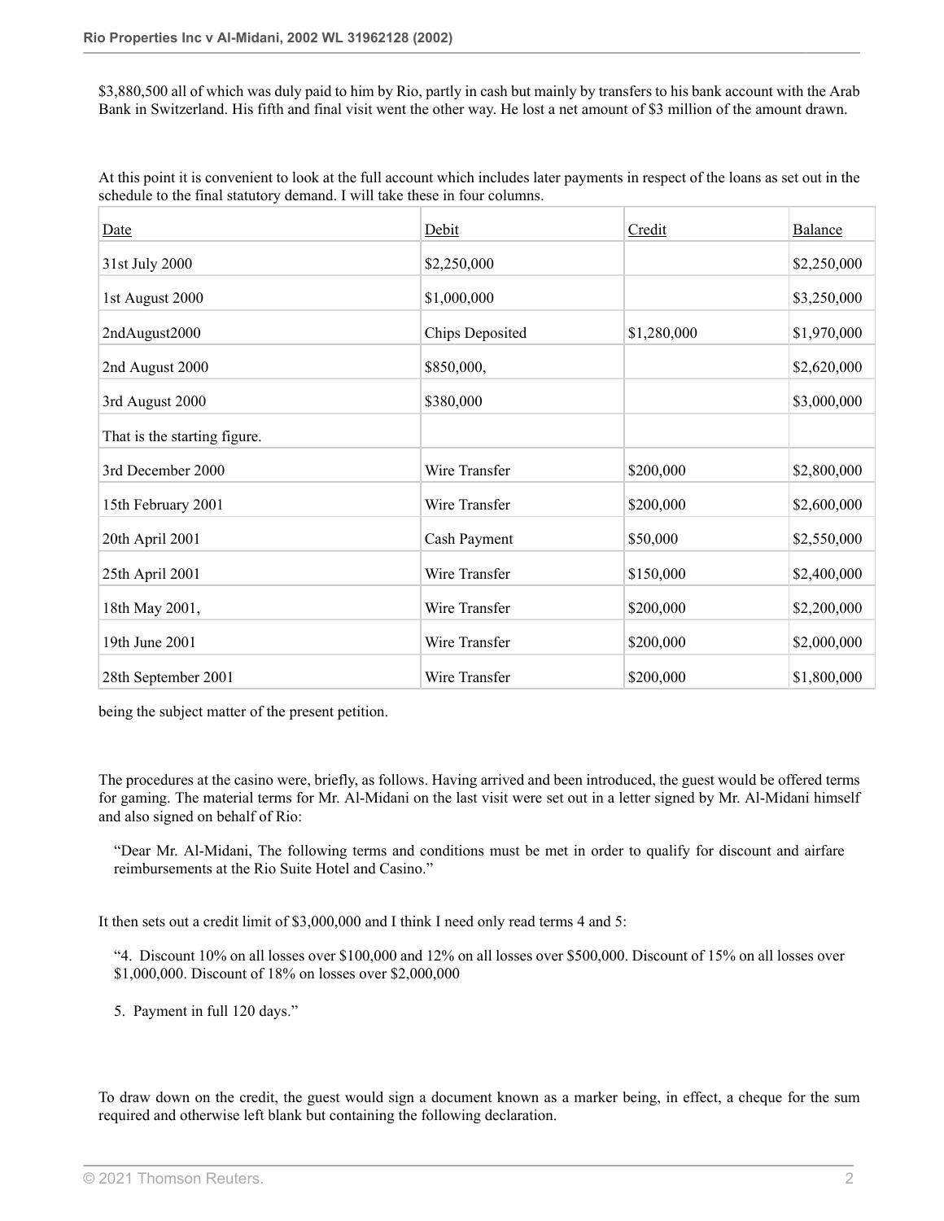$3,880,500 all of which was duly paid to him by Rio, partly in cash but mainly by transfers to his bank account with the Arab Bank in Switzerland. His fifth and final visit went the other way. He lost a net amount of $3 million of the amount drawn.

At this point it is convenient to look at the full account which includes later payments in respect of the loans as set out in the schedule to the final statutory demand. I will take these in four columns.

| Date | Debit | Credit | Balance |
|---|---|---|---|
| 31st July 2000 | $2,250,000 | | $2,250,000 |
| 1st August 2000 | $1,000,000 | | $3,250,000 |
| 2ndAugust2000 | Chips Deposited | $1,280,000 | $1,970,000 |
| 2nd August 2000 | $850,000, | | $2,620,000 |
| 3rd August 2000 | $380,000 | | $3,000,000 |
| That is the starting figure. | | | |
| 3rd December 2000 | Wire Transfer | $200,000 | $2,800,000 |
| 15th February 2001 | Wire Transfer | $200,000 | $2,600,000 |
| 20th April 2001 | Cash Payment | $50,000 | $2,550,000 |
| 25th April 2001 | Wire Transfer | $150,000 | $2,400,000 |
| 18th May 2001, | Wire Transfer | $200,000 | $2,200,000 |
| 19th June 2001 | Wire Transfer | $200,000 | $2,000,000 |
| 28th September 2001 | Wire Transfer | $200,000 | $1,800,000 |

being the subject matter of the present petition.

The procedures at the casino were, briefly, as follows. Having arrived and been introduced, the guest would be offered terms for gaming. The material terms for Mr. Al-Midani on the last visit were set out in a letter signed by Mr. Al-Midani himself and also signed on behalf of Rio:

> "Dear Mr. Al-Midani, The following terms and conditions must be met in order to qualify for discount and airfare reimbursements at the Rio Suite Hotel and Casino."

It then sets out a credit limit of $3,000,000 and I think I need only read terms 4 and 5:

> "4. Discount 10% on all losses over $100,000 and 12% on all losses over $500,000. Discount of 15% on all losses over $1,000,000. Discount of 18% on losses over $2,000,000
>
> 5. Payment in full 120 days."

To draw down on the credit, the guest would sign a document known as a marker being, in effect, a cheque for the sum required and otherwise left blank but containing the following declaration.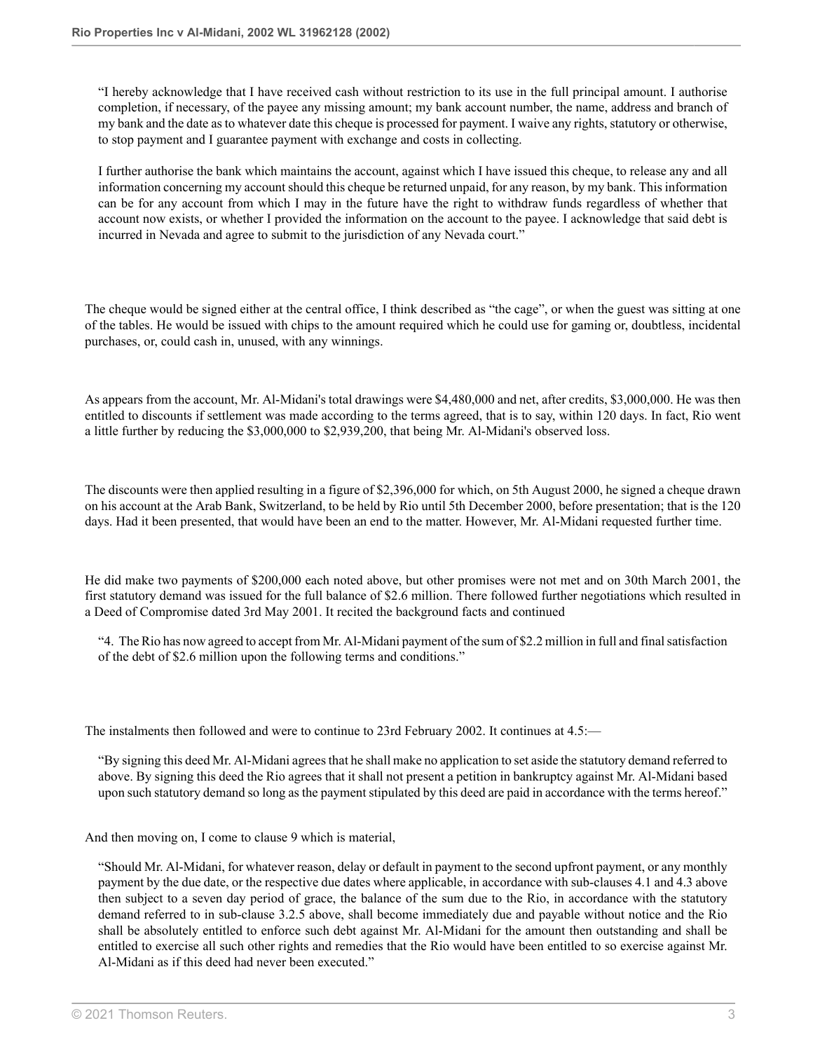> "I hereby acknowledge that I have received cash without restriction to its use in the full principal amount. I authorise completion, if necessary, of the payee any missing amount; my bank account number, the name, address and branch of my bank and the date as to whatever date this cheque is processed for payment. I waive any rights, statutory or otherwise, to stop payment and I guarantee payment with exchange and costs in collecting.
>
> I further authorise the bank which maintains the account, against which I have issued this cheque, to release any and all information concerning my account should this cheque be returned unpaid, for any reason, by my bank. This information can be for any account from which I may in the future have the right to withdraw funds regardless of whether that account now exists, or whether I provided the information on the account to the payee. I acknowledge that said debt is incurred in Nevada and agree to submit to the jurisdiction of any Nevada court."

The cheque would be signed either at the central office, I think described as "the cage", or when the guest was sitting at one of the tables. He would be issued with chips to the amount required which he could use for gaming or, doubtless, incidental purchases, or, could cash in, unused, with any winnings.

As appears from the account, Mr. Al-Midani's total drawings were $4,480,000 and net, after credits, $3,000,000. He was then entitled to discounts if settlement was made according to the terms agreed, that is to say, within 120 days. In fact, Rio went a little further by reducing the $3,000,000 to $2,939,200, that being Mr. Al-Midani's observed loss.

The discounts were then applied resulting in a figure of $2,396,000 for which, on 5th August 2000, he signed a cheque drawn on his account at the Arab Bank, Switzerland, to be held by Rio until 5th December 2000, before presentation; that is the 120 days. Had it been presented, that would have been an end to the matter. However, Mr. Al-Midani requested further time.

He did make two payments of $200,000 each noted above, but other promises were not met and on 30th March 2001, the first statutory demand was issued for the full balance of $2.6 million. There followed further negotiations which resulted in a Deed of Compromise dated 3rd May 2001. It recited the background facts and continued

> "4. The Rio has now agreed to accept from Mr. Al-Midani payment of the sum of $2.2 million in full and final satisfaction of the debt of $2.6 million upon the following terms and conditions."

The instalments then followed and were to continue to 23rd February 2002. It continues at 4.5:—

> "By signing this deed Mr. Al-Midani agrees that he shall make no application to set aside the statutory demand referred to above. By signing this deed the Rio agrees that it shall not present a petition in bankruptcy against Mr. Al-Midani based upon such statutory demand so long as the payment stipulated by this deed are paid in accordance with the terms hereof."

And then moving on, I come to clause 9 which is material,

> "Should Mr. Al-Midani, for whatever reason, delay or default in payment to the second upfront payment, or any monthly payment by the due date, or the respective due dates where applicable, in accordance with sub-clauses 4.1 and 4.3 above then subject to a seven day period of grace, the balance of the sum due to the Rio, in accordance with the statutory demand referred to in sub-clause 3.2.5 above, shall become immediately due and payable without notice and the Rio shall be absolutely entitled to enforce such debt against Mr. Al-Midani for the amount then outstanding and shall be entitled to exercise all such other rights and remedies that the Rio would have been entitled to so exercise against Mr. Al-Midani as if this deed had never been executed."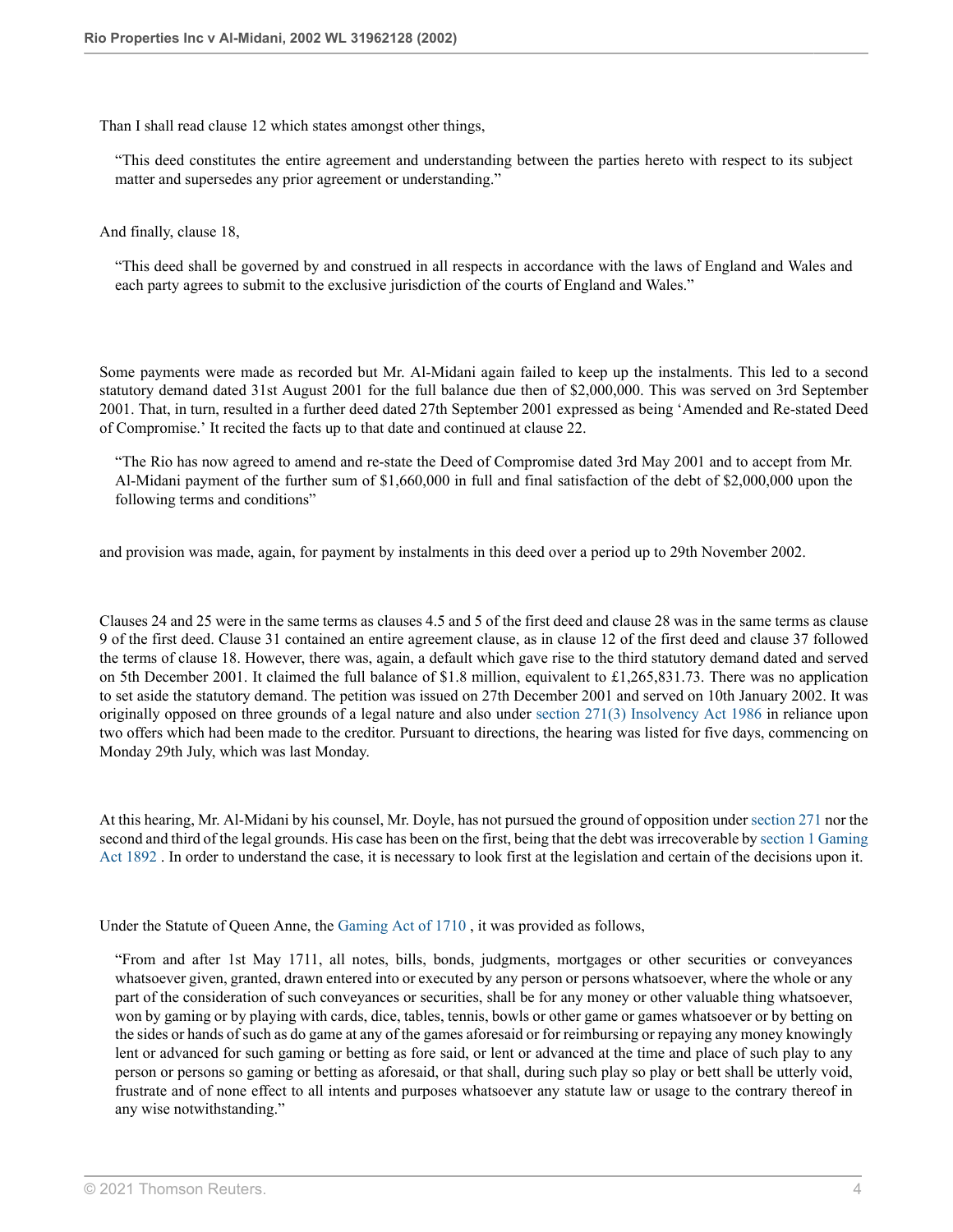Than I shall read clause 12 which states amongst other things,

> "This deed constitutes the entire agreement and understanding between the parties hereto with respect to its subject matter and supersedes any prior agreement or understanding."

And finally, clause 18,

> "This deed shall be governed by and construed in all respects in accordance with the laws of England and Wales and each party agrees to submit to the exclusive jurisdiction of the courts of England and Wales."

Some payments were made as recorded but Mr. Al-Midani again failed to keep up the instalments. This led to a second statutory demand dated 31st August 2001 for the full balance due then of $2,000,000. This was served on 3rd September 2001. That, in turn, resulted in a further deed dated 27th September 2001 expressed as being 'Amended and Re-stated Deed of Compromise.' It recited the facts up to that date and continued at clause 22.

> "The Rio has now agreed to amend and re-state the Deed of Compromise dated 3rd May 2001 and to accept from Mr. Al-Midani payment of the further sum of $1,660,000 in full and final satisfaction of the debt of $2,000,000 upon the following terms and conditions"

and provision was made, again, for payment by instalments in this deed over a period up to 29th November 2002.

Clauses 24 and 25 were in the same terms as clauses 4.5 and 5 of the first deed and clause 28 was in the same terms as clause 9 of the first deed. Clause 31 contained an entire agreement clause, as in clause 12 of the first deed and clause 37 followed the terms of clause 18. However, there was, again, a default which gave rise to the third statutory demand dated and served on 5th December 2001. It claimed the full balance of $1.8 million, equivalent to £1,265,831.73. There was no application to set aside the statutory demand. The petition was issued on 27th December 2001 and served on 10th January 2002. It was originally opposed on three grounds of a legal nature and also under section 271(3) Insolvency Act 1986 in reliance upon two offers which had been made to the creditor. Pursuant to directions, the hearing was listed for five days, commencing on Monday 29th July, which was last Monday.

At this hearing, Mr. Al-Midani by his counsel, Mr. Doyle, has not pursued the ground of opposition under section 271 nor the second and third of the legal grounds. His case has been on the first, being that the debt was irrecoverable by section 1 Gaming Act 1892 . In order to understand the case, it is necessary to look first at the legislation and certain of the decisions upon it.

Under the Statute of Queen Anne, the Gaming Act of 1710 , it was provided as follows,

> "From and after 1st May 1711, all notes, bills, bonds, judgments, mortgages or other securities or conveyances whatsoever given, granted, drawn entered into or executed by any person or persons whatsoever, where the whole or any part of the consideration of such conveyances or securities, shall be for any money or other valuable thing whatsoever, won by gaming or by playing with cards, dice, tables, tennis, bowls or other game or games whatsoever or by betting on the sides or hands of such as do game at any of the games aforesaid or for reimbursing or repaying any money knowingly lent or advanced for such gaming or betting as fore said, or lent or advanced at the time and place of such play to any person or persons so gaming or betting as aforesaid, or that shall, during such play so play or bett shall be utterly void, frustrate and of none effect to all intents and purposes whatsoever any statute law or usage to the contrary thereof in any wise notwithstanding."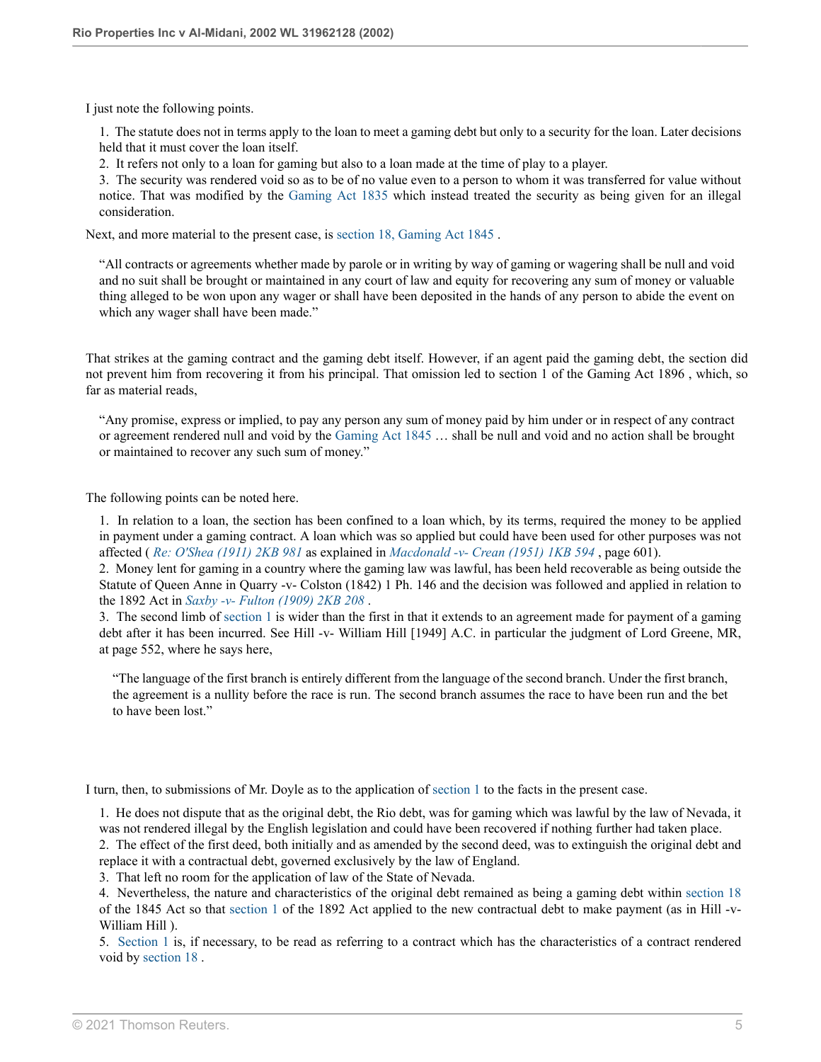I just note the following points.

1. The statute does not in terms apply to the loan to meet a gaming debt but only to a security for the loan. Later decisions held that it must cover the loan itself.
2. It refers not only to a loan for gaming but also to a loan made at the time of play to a player.
3. The security was rendered void so as to be of no value even to a person to whom it was transferred for value without notice. That was modified by the Gaming Act 1835 which instead treated the security as being given for an illegal consideration.

Next, and more material to the present case, is section 18, Gaming Act 1845 .

> "All contracts or agreements whether made by parole or in writing by way of gaming or wagering shall be null and void and no suit shall be brought or maintained in any court of law and equity for recovering any sum of money or valuable thing alleged to be won upon any wager or shall have been deposited in the hands of any person to abide the event on which any wager shall have been made."

That strikes at the gaming contract and the gaming debt itself. However, if an agent paid the gaming debt, the section did not prevent him from recovering it from his principal. That omission led to section 1 of the Gaming Act 1896 , which, so far as material reads,

> "Any promise, express or implied, to pay any person any sum of money paid by him under or in respect of any contract or agreement rendered null and void by the Gaming Act 1845 … shall be null and void and no action shall be brought or maintained to recover any such sum of money."

The following points can be noted here.

1. In relation to a loan, the section has been confined to a loan which, by its terms, required the money to be applied in payment under a gaming contract. A loan which was so applied but could have been used for other purposes was not affected ( *Re: O'Shea (1911) 2KB 981* as explained in *Macdonald -v- Crean (1951) 1KB 594* , page 601).
2. Money lent for gaming in a country where the gaming law was lawful, has been held recoverable as being outside the Statute of Queen Anne in Quarry -v- Colston (1842) 1 Ph. 146 and the decision was followed and applied in relation to the 1892 Act in *Saxby -v- Fulton (1909) 2KB 208* .
3. The second limb of section 1 is wider than the first in that it extends to an agreement made for payment of a gaming debt after it has been incurred. See Hill -v- William Hill [1949] A.C. in particular the judgment of Lord Greene, MR, at page 552, where he says here,

> "The language of the first branch is entirely different from the language of the second branch. Under the first branch, the agreement is a nullity before the race is run. The second branch assumes the race to have been run and the bet to have been lost."

I turn, then, to submissions of Mr. Doyle as to the application of section 1 to the facts in the present case.

1. He does not dispute that as the original debt, the Rio debt, was for gaming which was lawful by the law of Nevada, it was not rendered illegal by the English legislation and could have been recovered if nothing further had taken place.
2. The effect of the first deed, both initially and as amended by the second deed, was to extinguish the original debt and replace it with a contractual debt, governed exclusively by the law of England.
3. That left no room for the application of law of the State of Nevada.
4. Nevertheless, the nature and characteristics of the original debt remained as being a gaming debt within section 18 of the 1845 Act so that section 1 of the 1892 Act applied to the new contractual debt to make payment (as in Hill -v- William Hill ).
5. Section 1 is, if necessary, to be read as referring to a contract which has the characteristics of a contract rendered void by section 18 .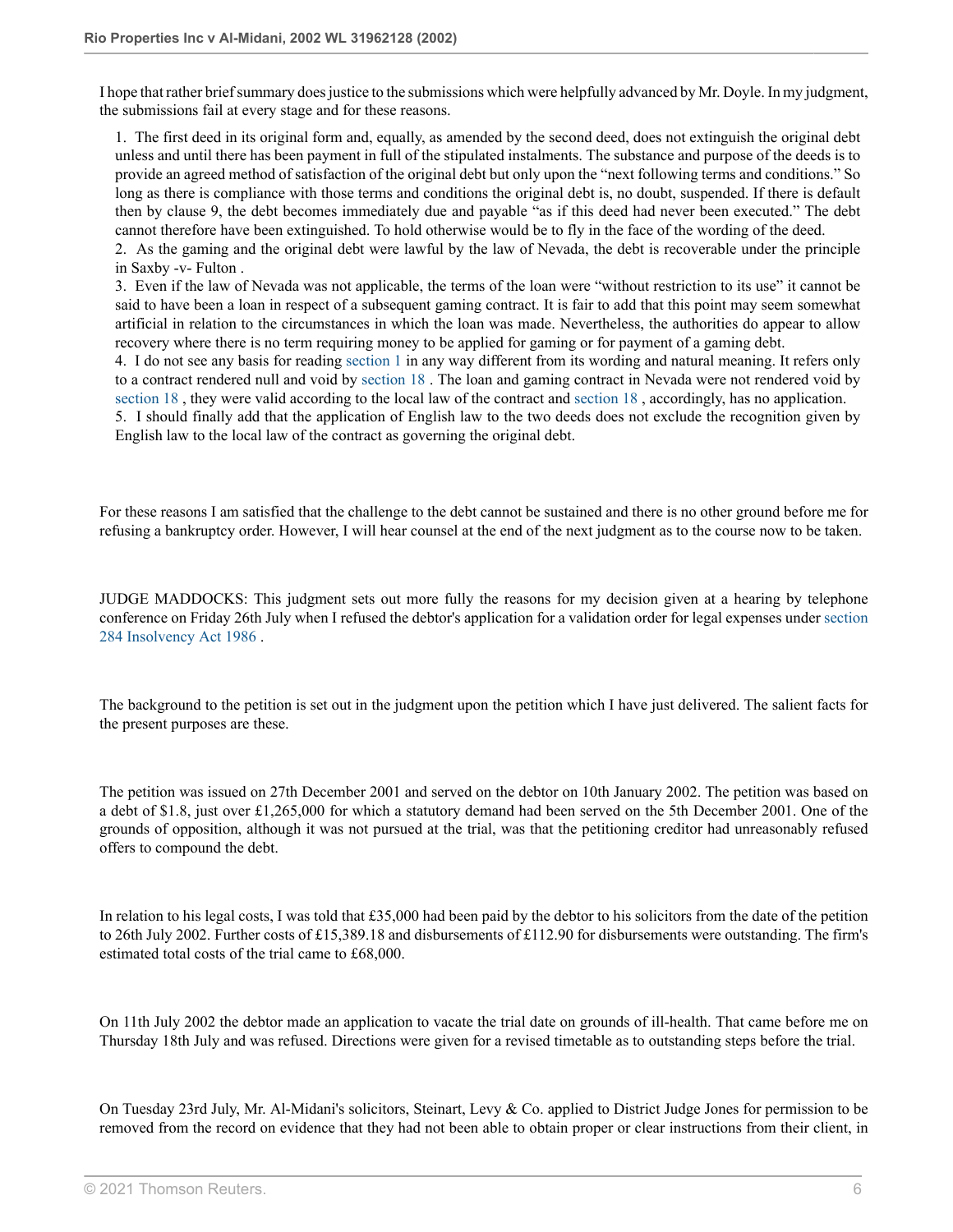I hope that rather brief summary does justice to the submissions which were helpfully advanced by Mr. Doyle. In my judgment, the submissions fail at every stage and for these reasons.

1. The first deed in its original form and, equally, as amended by the second deed, does not extinguish the original debt unless and until there has been payment in full of the stipulated instalments. The substance and purpose of the deeds is to provide an agreed method of satisfaction of the original debt but only upon the "next following terms and conditions." So long as there is compliance with those terms and conditions the original debt is, no doubt, suspended. If there is default then by clause 9, the debt becomes immediately due and payable "as if this deed had never been executed." The debt cannot therefore have been extinguished. To hold otherwise would be to fly in the face of the wording of the deed.
2. As the gaming and the original debt were lawful by the law of Nevada, the debt is recoverable under the principle in Saxby -v- Fulton .
3. Even if the law of Nevada was not applicable, the terms of the loan were "without restriction to its use" it cannot be said to have been a loan in respect of a subsequent gaming contract. It is fair to add that this point may seem somewhat artificial in relation to the circumstances in which the loan was made. Nevertheless, the authorities do appear to allow recovery where there is no term requiring money to be applied for gaming or for payment of a gaming debt.
4. I do not see any basis for reading section 1 in any way different from its wording and natural meaning. It refers only to a contract rendered null and void by section 18 . The loan and gaming contract in Nevada were not rendered void by section 18 , they were valid according to the local law of the contract and section 18 , accordingly, has no application.
5. I should finally add that the application of English law to the two deeds does not exclude the recognition given by English law to the local law of the contract as governing the original debt.

For these reasons I am satisfied that the challenge to the debt cannot be sustained and there is no other ground before me for refusing a bankruptcy order. However, I will hear counsel at the end of the next judgment as to the course now to be taken.

JUDGE MADDOCKS: This judgment sets out more fully the reasons for my decision given at a hearing by telephone conference on Friday 26th July when I refused the debtor's application for a validation order for legal expenses under section 284 Insolvency Act 1986 .

The background to the petition is set out in the judgment upon the petition which I have just delivered. The salient facts for the present purposes are these.

The petition was issued on 27th December 2001 and served on the debtor on 10th January 2002. The petition was based on a debt of $1.8, just over £1,265,000 for which a statutory demand had been served on the 5th December 2001. One of the grounds of opposition, although it was not pursued at the trial, was that the petitioning creditor had unreasonably refused offers to compound the debt.

In relation to his legal costs, I was told that £35,000 had been paid by the debtor to his solicitors from the date of the petition to 26th July 2002. Further costs of £15,389.18 and disbursements of £112.90 for disbursements were outstanding. The firm's estimated total costs of the trial came to £68,000.

On 11th July 2002 the debtor made an application to vacate the trial date on grounds of ill-health. That came before me on Thursday 18th July and was refused. Directions were given for a revised timetable as to outstanding steps before the trial.

On Tuesday 23rd July, Mr. Al-Midani's solicitors, Steinart, Levy & Co. applied to District Judge Jones for permission to be removed from the record on evidence that they had not been able to obtain proper or clear instructions from their client, in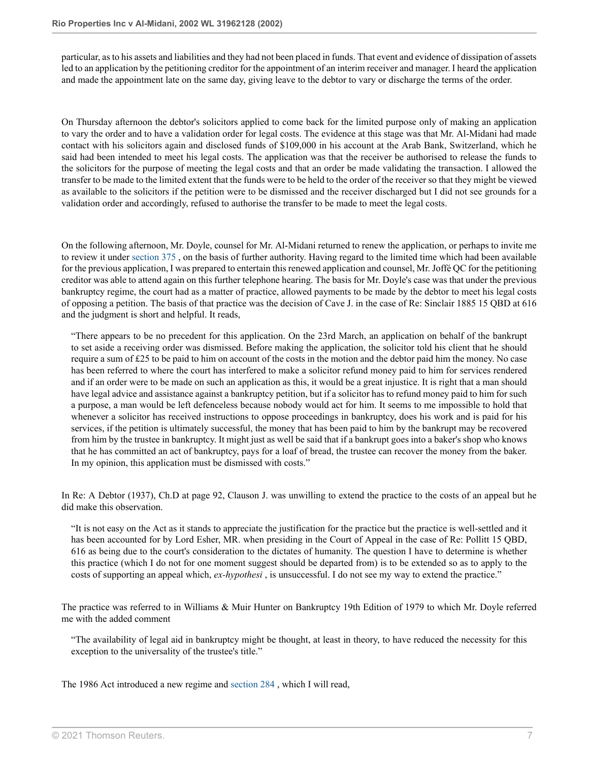particular, as to his assets and liabilities and they had not been placed in funds. That event and evidence of dissipation of assets led to an application by the petitioning creditor for the appointment of an interim receiver and manager. I heard the application and made the appointment late on the same day, giving leave to the debtor to vary or discharge the terms of the order.

On Thursday afternoon the debtor's solicitors applied to come back for the limited purpose only of making an application to vary the order and to have a validation order for legal costs. The evidence at this stage was that Mr. Al-Midani had made contact with his solicitors again and disclosed funds of $109,000 in his account at the Arab Bank, Switzerland, which he said had been intended to meet his legal costs. The application was that the receiver be authorised to release the funds to the solicitors for the purpose of meeting the legal costs and that an order be made validating the transaction. I allowed the transfer to be made to the limited extent that the funds were to be held to the order of the receiver so that they might be viewed as available to the solicitors if the petition were to be dismissed and the receiver discharged but I did not see grounds for a validation order and accordingly, refused to authorise the transfer to be made to meet the legal costs.

On the following afternoon, Mr. Doyle, counsel for Mr. Al-Midani returned to renew the application, or perhaps to invite me to review it under section 375 , on the basis of further authority. Having regard to the limited time which had been available for the previous application, I was prepared to entertain this renewed application and counsel, Mr. Joffé QC for the petitioning creditor was able to attend again on this further telephone hearing. The basis for Mr. Doyle's case was that under the previous bankruptcy regime, the court had as a matter of practice, allowed payments to be made by the debtor to meet his legal costs of opposing a petition. The basis of that practice was the decision of Cave J. in the case of Re: Sinclair 1885 15 QBD at 616 and the judgment is short and helpful. It reads,

> "There appears to be no precedent for this application. On the 23rd March, an application on behalf of the bankrupt to set aside a receiving order was dismissed. Before making the application, the solicitor told his client that he should require a sum of £25 to be paid to him on account of the costs in the motion and the debtor paid him the money. No case has been referred to where the court has interfered to make a solicitor refund money paid to him for services rendered and if an order were to be made on such an application as this, it would be a great injustice. It is right that a man should have legal advice and assistance against a bankruptcy petition, but if a solicitor has to refund money paid to him for such a purpose, a man would be left defenceless because nobody would act for him. It seems to me impossible to hold that whenever a solicitor has received instructions to oppose proceedings in bankruptcy, does his work and is paid for his services, if the petition is ultimately successful, the money that has been paid to him by the bankrupt may be recovered from him by the trustee in bankruptcy. It might just as well be said that if a bankrupt goes into a baker's shop who knows that he has committed an act of bankruptcy, pays for a loaf of bread, the trustee can recover the money from the baker. In my opinion, this application must be dismissed with costs."

In Re: A Debtor (1937), Ch.D at page 92, Clauson J. was unwilling to extend the practice to the costs of an appeal but he did make this observation.

> "It is not easy on the Act as it stands to appreciate the justification for the practice but the practice is well-settled and it has been accounted for by Lord Esher, MR. when presiding in the Court of Appeal in the case of Re: Pollitt 15 QBD, 616 as being due to the court's consideration to the dictates of humanity. The question I have to determine is whether this practice (which I do not for one moment suggest should be departed from) is to be extended so as to apply to the costs of supporting an appeal which, *ex-hypothesi* , is unsuccessful. I do not see my way to extend the practice."

The practice was referred to in Williams & Muir Hunter on Bankruptcy 19th Edition of 1979 to which Mr. Doyle referred me with the added comment

> "The availability of legal aid in bankruptcy might be thought, at least in theory, to have reduced the necessity for this exception to the universality of the trustee's title."

The 1986 Act introduced a new regime and section 284 , which I will read,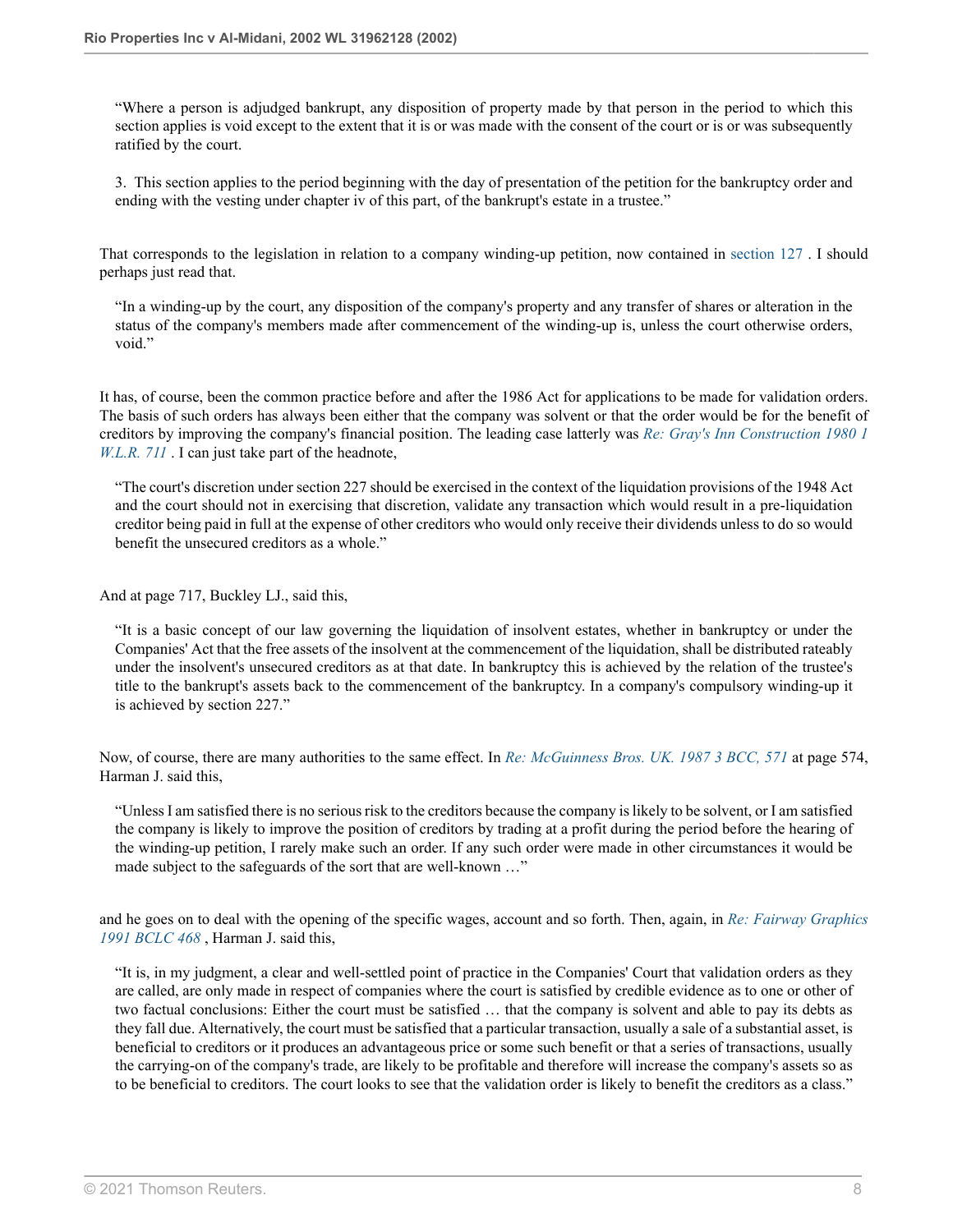> "Where a person is adjudged bankrupt, any disposition of property made by that person in the period to which this section applies is void except to the extent that it is or was made with the consent of the court or is or was subsequently ratified by the court.
>
> 3. This section applies to the period beginning with the day of presentation of the petition for the bankruptcy order and ending with the vesting under chapter iv of this part, of the bankrupt's estate in a trustee."

That corresponds to the legislation in relation to a company winding-up petition, now contained in section 127 . I should perhaps just read that.

> "In a winding-up by the court, any disposition of the company's property and any transfer of shares or alteration in the status of the company's members made after commencement of the winding-up is, unless the court otherwise orders, void."

It has, of course, been the common practice before and after the 1986 Act for applications to be made for validation orders. The basis of such orders has always been either that the company was solvent or that the order would be for the benefit of creditors by improving the company's financial position. The leading case latterly was *Re: Gray's Inn Construction 1980 1 W.L.R. 711* . I can just take part of the headnote,

> "The court's discretion under section 227 should be exercised in the context of the liquidation provisions of the 1948 Act and the court should not in exercising that discretion, validate any transaction which would result in a pre-liquidation creditor being paid in full at the expense of other creditors who would only receive their dividends unless to do so would benefit the unsecured creditors as a whole."

And at page 717, Buckley LJ., said this,

> "It is a basic concept of our law governing the liquidation of insolvent estates, whether in bankruptcy or under the Companies' Act that the free assets of the insolvent at the commencement of the liquidation, shall be distributed rateably under the insolvent's unsecured creditors as at that date. In bankruptcy this is achieved by the relation of the trustee's title to the bankrupt's assets back to the commencement of the bankruptcy. In a company's compulsory winding-up it is achieved by section 227."

Now, of course, there are many authorities to the same effect. In *Re: McGuinness Bros. UK. 1987 3 BCC, 571* at page 574, Harman J. said this,

> "Unless I am satisfied there is no serious risk to the creditors because the company is likely to be solvent, or I am satisfied the company is likely to improve the position of creditors by trading at a profit during the period before the hearing of the winding-up petition, I rarely make such an order. If any such order were made in other circumstances it would be made subject to the safeguards of the sort that are well-known …"

and he goes on to deal with the opening of the specific wages, account and so forth. Then, again, in *Re: Fairway Graphics 1991 BCLC 468* , Harman J. said this,

> "It is, in my judgment, a clear and well-settled point of practice in the Companies' Court that validation orders as they are called, are only made in respect of companies where the court is satisfied by credible evidence as to one or other of two factual conclusions: Either the court must be satisfied … that the company is solvent and able to pay its debts as they fall due. Alternatively, the court must be satisfied that a particular transaction, usually a sale of a substantial asset, is beneficial to creditors or it produces an advantageous price or some such benefit or that a series of transactions, usually the carrying-on of the company's trade, are likely to be profitable and therefore will increase the company's assets so as to be beneficial to creditors. The court looks to see that the validation order is likely to benefit the creditors as a class."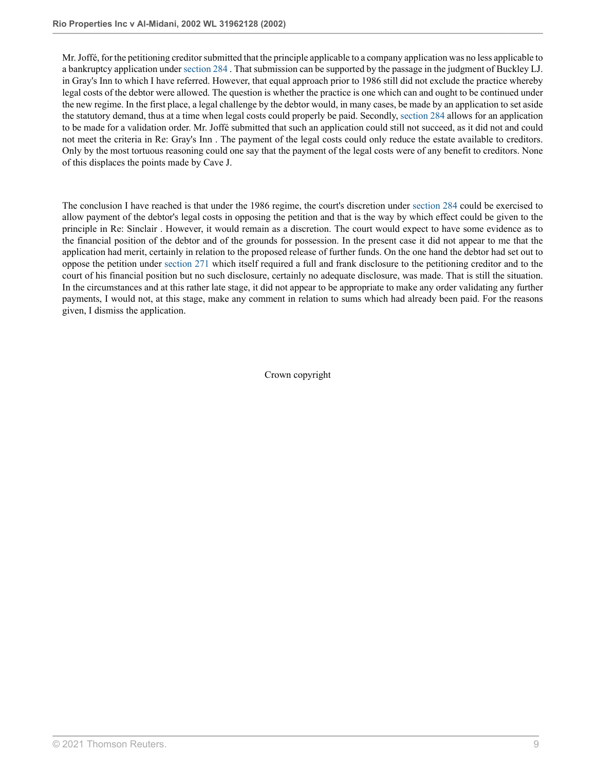Mr. Joffé, for the petitioning creditor submitted that the principle applicable to a company application was no less applicable to a bankruptcy application under section 284 . That submission can be supported by the passage in the judgment of Buckley LJ. in Gray's Inn to which I have referred. However, that equal approach prior to 1986 still did not exclude the practice whereby legal costs of the debtor were allowed. The question is whether the practice is one which can and ought to be continued under the new regime. In the first place, a legal challenge by the debtor would, in many cases, be made by an application to set aside the statutory demand, thus at a time when legal costs could properly be paid. Secondly, section 284 allows for an application to be made for a validation order. Mr. Joffé submitted that such an application could still not succeed, as it did not and could not meet the criteria in Re: Gray's Inn . The payment of the legal costs could only reduce the estate available to creditors. Only by the most tortuous reasoning could one say that the payment of the legal costs were of any benefit to creditors. None of this displaces the points made by Cave J.

The conclusion I have reached is that under the 1986 regime, the court's discretion under section 284 could be exercised to allow payment of the debtor's legal costs in opposing the petition and that is the way by which effect could be given to the principle in Re: Sinclair . However, it would remain as a discretion. The court would expect to have some evidence as to the financial position of the debtor and of the grounds for possession. In the present case it did not appear to me that the application had merit, certainly in relation to the proposed release of further funds. On the one hand the debtor had set out to oppose the petition under section 271 which itself required a full and frank disclosure to the petitioning creditor and to the court of his financial position but no such disclosure, certainly no adequate disclosure, was made. That is still the situation. In the circumstances and at this rather late stage, it did not appear to be appropriate to make any order validating any further payments, I would not, at this stage, make any comment in relation to sums which had already been paid. For the reasons given, I dismiss the application.

Crown copyright